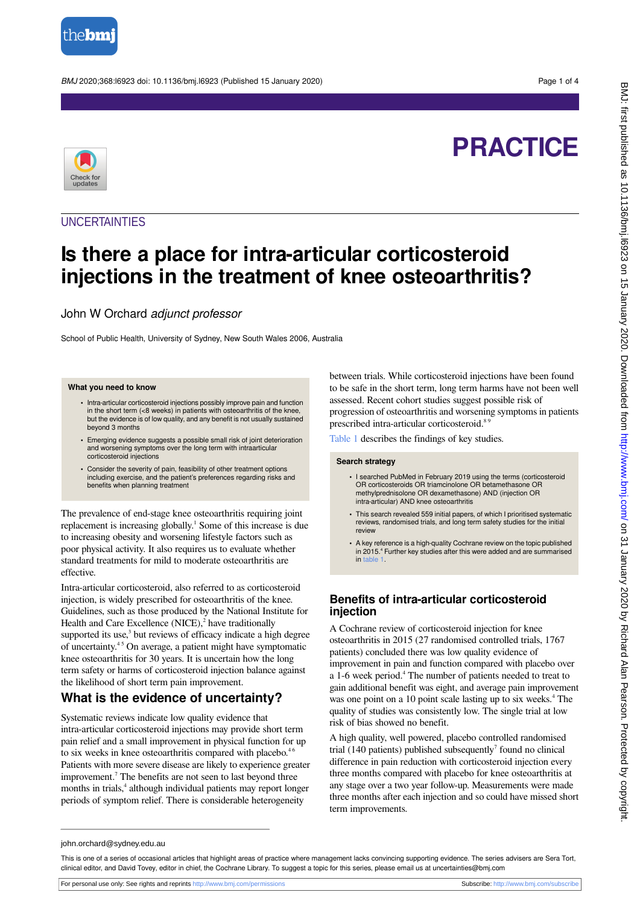# PRACTICE

## UNCERTAINTIES

# Is there a place for intra-articular corticosteroid injections in the treatment of knee osteoarthritis?

John W Orchard *adjunct professor*

School of Public Health, University of Sydney, New South Wales 2006, Australia

> **What you need to know**
>
> - Intra-articular corticosteroid injections possibly improve pain and function in the short term (<8 weeks) in patients with osteoarthritis of the knee, but the evidence is of low quality, and any benefit is not usually sustained beyond 3 months
> - Emerging evidence suggests a possible small risk of joint deterioration and worsening symptoms over the long term with intraarticular corticosteroid injections
> - Consider the severity of pain, feasibility of other treatment options including exercise, and the patient's preferences regarding risks and benefits when planning treatment

The prevalence of end-stage knee osteoarthritis requiring joint replacement is increasing globally.[1] Some of this increase is due to increasing obesity and worsening lifestyle factors such as poor physical activity. It also requires us to evaluate whether standard treatments for mild to moderate osteoarthritis are effective.

Intra-articular corticosteroid, also referred to as corticosteroid injection, is widely prescribed for osteoarthritis of the knee. Guidelines, such as those produced by the National Institute for Health and Care Excellence (NICE),[2] have traditionally supported its use,[3] but reviews of efficacy indicate a high degree of uncertainty.[4 5] On average, a patient might have symptomatic knee osteoarthritis for 30 years. It is uncertain how the long term safety or harms of corticosteroid injection balance against the likelihood of short term pain improvement.

## What is the evidence of uncertainty?

Systematic reviews indicate low quality evidence that intra-articular corticosteroid injections may provide short term pain relief and a small improvement in physical function for up to six weeks in knee osteoarthritis compared with placebo.[4 6] Patients with more severe disease are likely to experience greater improvement.[7] The benefits are not seen to last beyond three months in trials,[4] although individual patients may report longer periods of symptom relief. There is considerable heterogeneity between trials. While corticosteroid injections have been found to be safe in the short term, long term harms have not been well assessed. Recent cohort studies suggest possible risk of progression of osteoarthritis and worsening symptoms in patients prescribed intra-articular corticosteroid.[8 9]

Table 1 describes the findings of key studies.

> **Search strategy**
>
> - I searched PubMed in February 2019 using the terms (corticosteroid OR corticosteroids OR triamcinolone OR betamethasone OR methylprednisolone OR dexamethasone) AND (injection OR intra-articular) AND knee osteoarthritis
> - This search revealed 559 initial papers, of which I prioritised systematic reviews, randomised trials, and long term safety studies for the initial review
> - A key reference is a high-quality Cochrane review on the topic published in 2015.[4] Further key studies after this were added and are summarised in table 1.

## Benefits of intra-articular corticosteroid injection

A Cochrane review of corticosteroid injection for knee osteoarthritis in 2015 (27 randomised controlled trials, 1767 patients) concluded there was low quality evidence of improvement in pain and function compared with placebo over a 1-6 week period.[4] The number of patients needed to treat to gain additional benefit was eight, and average pain improvement was one point on a 10 point scale lasting up to six weeks.[4] The quality of studies was consistently low. The single trial at low risk of bias showed no benefit.

A high quality, well powered, placebo controlled randomised trial (140 patients) published subsequently[7] found no clinical difference in pain reduction with corticosteroid injection every three months compared with placebo for knee osteoarthritis at any stage over a two year follow-up. Measurements were made three months after each injection and so could have missed short term improvements.

john.orchard@sydney.edu.au

This is one of a series of occasional articles that highlight areas of practice where management lacks convincing supporting evidence. The series advisers are Sera Tort, clinical editor, and David Tovey, editor in chief, the Cochrane Library. To suggest a topic for this series, please email us at uncertainties@bmj.com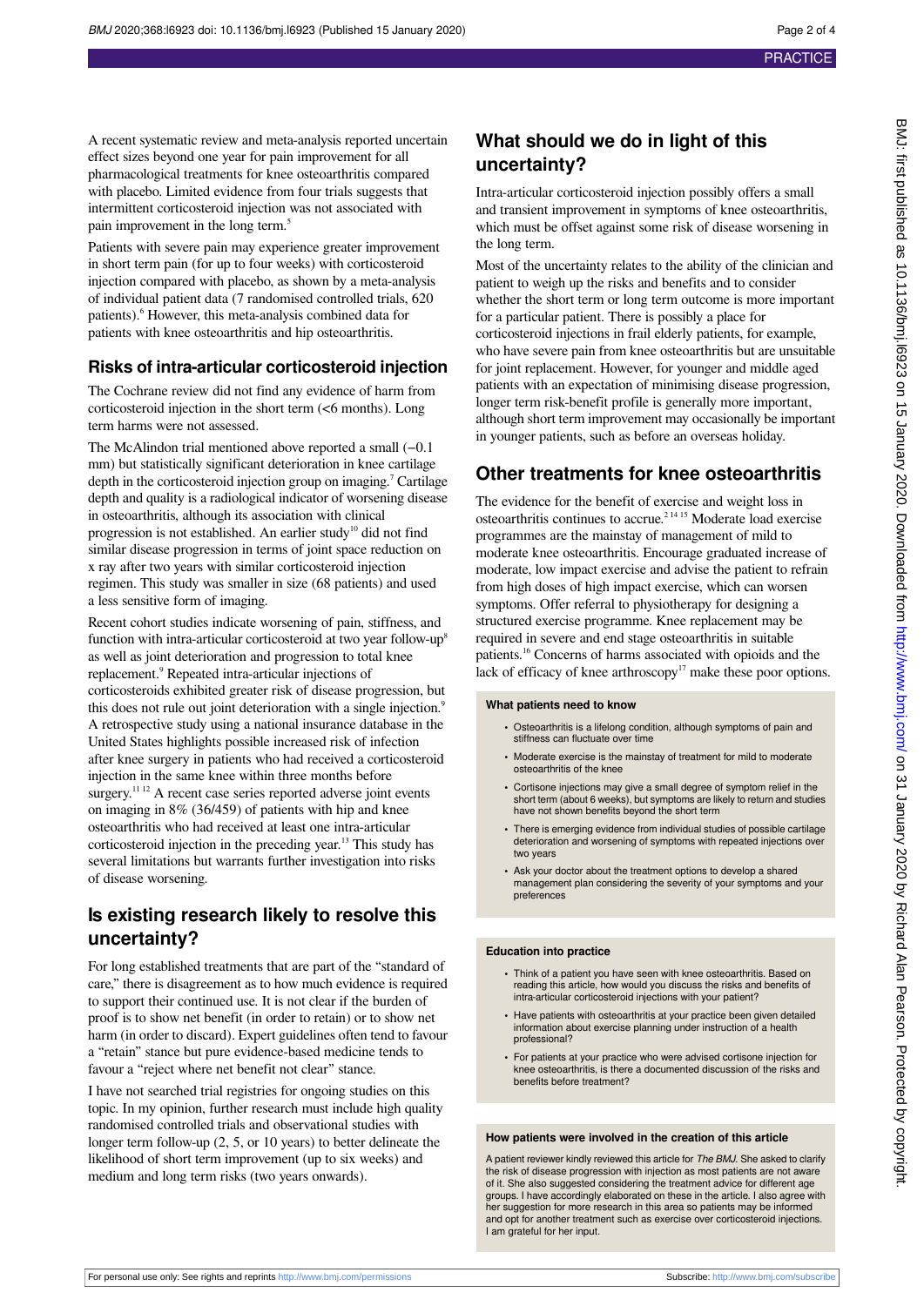A recent systematic review and meta-analysis reported uncertain effect sizes beyond one year for pain improvement for all pharmacological treatments for knee osteoarthritis compared with placebo. Limited evidence from four trials suggests that intermittent corticosteroid injection was not associated with pain improvement in the long term.[5]

Patients with severe pain may experience greater improvement in short term pain (for up to four weeks) with corticosteroid injection compared with placebo, as shown by a meta-analysis of individual patient data (7 randomised controlled trials, 620 patients).[6] However, this meta-analysis combined data for patients with knee osteoarthritis and hip osteoarthritis.

## Risks of intra-articular corticosteroid injection

The Cochrane review did not find any evidence of harm from corticosteroid injection in the short term (<6 months). Long term harms were not assessed.

The McAlindon trial mentioned above reported a small (−0.1 mm) but statistically significant deterioration in knee cartilage depth in the corticosteroid injection group on imaging.[7] Cartilage depth and quality is a radiological indicator of worsening disease in osteoarthritis, although its association with clinical progression is not established. An earlier study[10] did not find similar disease progression in terms of joint space reduction on x ray after two years with similar corticosteroid injection regimen. This study was smaller in size (68 patients) and used a less sensitive form of imaging.

Recent cohort studies indicate worsening of pain, stiffness, and function with intra-articular corticosteroid at two year follow-up[8] as well as joint deterioration and progression to total knee replacement.[9] Repeated intra-articular injections of corticosteroids exhibited greater risk of disease progression, but this does not rule out joint deterioration with a single injection.[9] A retrospective study using a national insurance database in the United States highlights possible increased risk of infection after knee surgery in patients who had received a corticosteroid injection in the same knee within three months before surgery.[11,12] A recent case series reported adverse joint events on imaging in 8% (36/459) of patients with hip and knee osteoarthritis who had received at least one intra-articular corticosteroid injection in the preceding year.[13] This study has several limitations but warrants further investigation into risks of disease worsening.

## Is existing research likely to resolve this uncertainty?

For long established treatments that are part of the "standard of care," there is disagreement as to how much evidence is required to support their continued use. It is not clear if the burden of proof is to show net benefit (in order to retain) or to show net harm (in order to discard). Expert guidelines often tend to favour a "retain" stance but pure evidence-based medicine tends to favour a "reject where net benefit not clear" stance.

I have not searched trial registries for ongoing studies on this topic. In my opinion, further research must include high quality randomised controlled trials and observational studies with longer term follow-up (2, 5, or 10 years) to better delineate the likelihood of short term improvement (up to six weeks) and medium and long term risks (two years onwards).

## What should we do in light of this uncertainty?

Intra-articular corticosteroid injection possibly offers a small and transient improvement in symptoms of knee osteoarthritis, which must be offset against some risk of disease worsening in the long term.

Most of the uncertainty relates to the ability of the clinician and patient to weigh up the risks and benefits and to consider whether the short term or long term outcome is more important for a particular patient. There is possibly a place for corticosteroid injections in frail elderly patients, for example, who have severe pain from knee osteoarthritis but are unsuitable for joint replacement. However, for younger and middle aged patients with an expectation of minimising disease progression, longer term risk-benefit profile is generally more important, although short term improvement may occasionally be important in younger patients, such as before an overseas holiday.

## Other treatments for knee osteoarthritis

The evidence for the benefit of exercise and weight loss in osteoarthritis continues to accrue.[2,14,15] Moderate load exercise programmes are the mainstay of management of mild to moderate knee osteoarthritis. Encourage graduated increase of moderate, low impact exercise and advise the patient to refrain from high doses of high impact exercise, which can worsen symptoms. Offer referral to physiotherapy for designing a structured exercise programme. Knee replacement may be required in severe and end stage osteoarthritis in suitable patients.[16] Concerns of harms associated with opioids and the lack of efficacy of knee arthroscopy[17] make these poor options.

### What patients need to know

- Osteoarthritis is a lifelong condition, although symptoms of pain and stiffness can fluctuate over time
- Moderate exercise is the mainstay of treatment for mild to moderate osteoarthritis of the knee
- Cortisone injections may give a small degree of symptom relief in the short term (about 6 weeks), but symptoms are likely to return and studies have not shown benefits beyond the short term
- There is emerging evidence from individual studies of possible cartilage deterioration and worsening of symptoms with repeated injections over two years
- Ask your doctor about the treatment options to develop a shared management plan considering the severity of your symptoms and your preferences

### Education into practice

- Think of a patient you have seen with knee osteoarthritis. Based on reading this article, how would you discuss the risks and benefits of intra-articular corticosteroid injections with your patient?
- Have patients with osteoarthritis at your practice been given detailed information about exercise planning under instruction of a health professional?
- For patients at your practice who were advised cortisone injection for knee osteoarthritis, is there a documented discussion of the risks and benefits before treatment?

### How patients were involved in the creation of this article

A patient reviewer kindly reviewed this article for *The BMJ*. She asked to clarify the risk of disease progression with injection as most patients are not aware of it. She also suggested considering the treatment advice for different age groups. I have accordingly elaborated on these in the article. I also agree with her suggestion for more research in this area so patients may be informed and opt for another treatment such as exercise over corticosteroid injections. I am grateful for her input.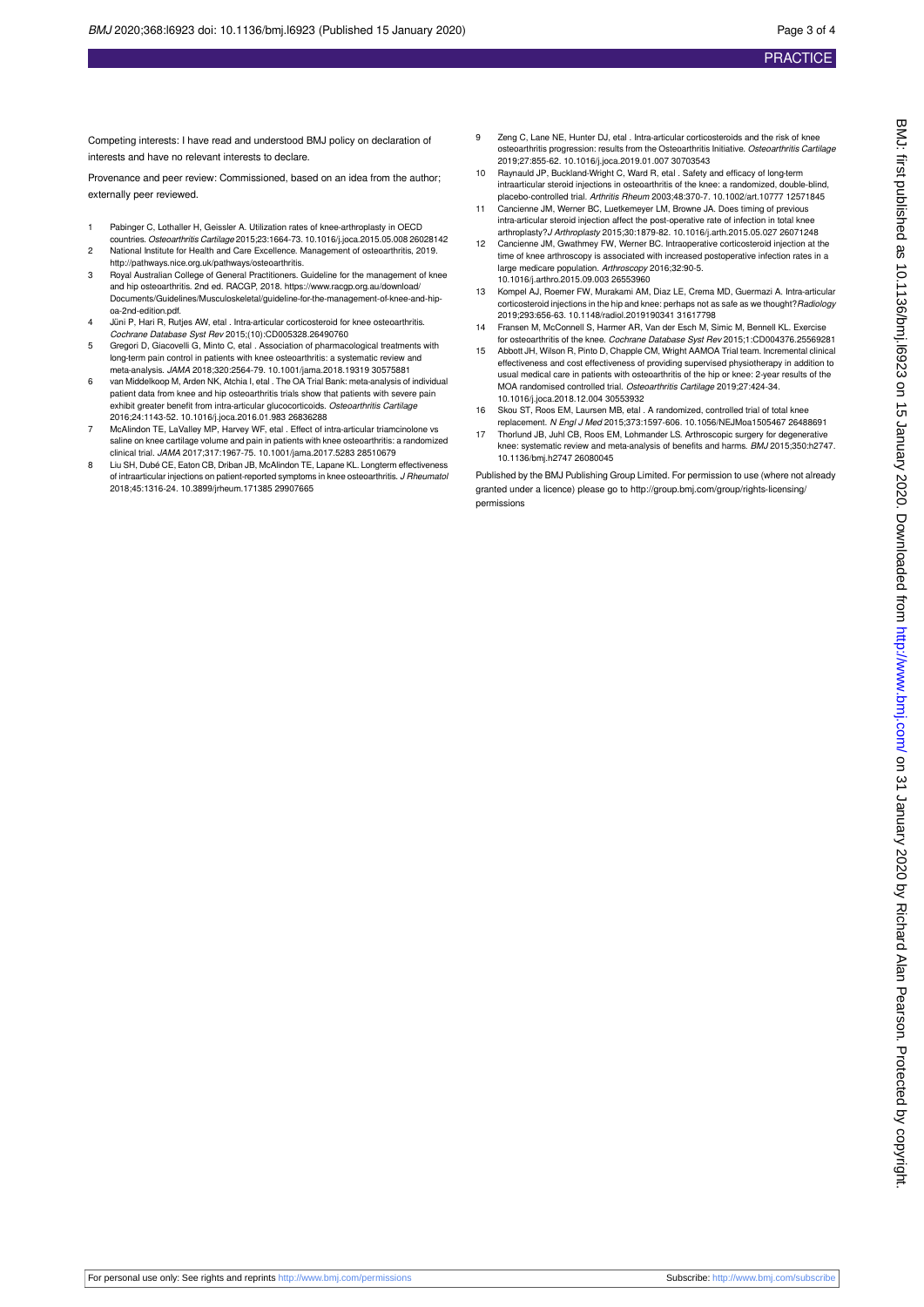Competing interests: I have read and understood BMJ policy on declaration of interests and have no relevant interests to declare.

Provenance and peer review: Commissioned, based on an idea from the author; externally peer reviewed.

1. Pabinger C, Lothaller H, Geissler A. Utilization rates of knee-arthroplasty in OECD countries. *Osteoarthritis Cartilage* 2015;23:1664-73. 10.1016/j.joca.2015.05.008 26028142
2. National Institute for Health and Care Excellence. Management of osteoarthritis, 2019. http://pathways.nice.org.uk/pathways/osteoarthritis.
3. Royal Australian College of General Practitioners. Guideline for the management of knee and hip osteoarthritis. 2nd ed. RACGP, 2018. https://www.racgp.org.au/download/Documents/Guidelines/Musculoskeletal/guideline-for-the-management-of-knee-and-hip-oa-2nd-edition.pdf.
4. Jüni P, Hari R, Rutjes AW, etal . Intra-articular corticosteroid for knee osteoarthritis. *Cochrane Database Syst Rev* 2015;(10):CD005328.26490760
5. Gregori D, Giacovelli G, Minto C, etal . Association of pharmacological treatments with long-term pain control in patients with knee osteoarthritis: a systematic review and meta-analysis. *JAMA* 2018;320:2564-79. 10.1001/jama.2018.19319 30575881
6. van Middelkoop M, Arden NK, Atchia I, etal . The OA Trial Bank: meta-analysis of individual patient data from knee and hip osteoarthritis trials show that patients with severe pain exhibit greater benefit from intra-articular glucocorticoids. *Osteoarthritis Cartilage* 2016;24:1143-52. 10.1016/j.joca.2016.01.983 26836288
7. McAlindon TE, LaValley MP, Harvey WF, etal . Effect of intra-articular triamcinolone vs saline on knee cartilage volume and pain in patients with knee osteoarthritis: a randomized clinical trial. *JAMA* 2017;317:1967-75. 10.1001/jama.2017.5283 28510679
8. Liu SH, Dubé CE, Eaton CB, Driban JB, McAlindon TE, Lapane KL. Longterm effectiveness of intraarticular injections on patient-reported symptoms in knee osteoarthritis. *J Rheumatol* 2018;45:1316-24. 10.3899/jrheum.171385 29907665
9. Zeng C, Lane NE, Hunter DJ, etal . Intra-articular corticosteroids and the risk of knee osteoarthritis progression: results from the Osteoarthritis Initiative. *Osteoarthritis Cartilage* 2019;27:855-62. 10.1016/j.joca.2019.01.007 30703543
10. Raynauld JP, Buckland-Wright C, Ward R, etal . Safety and efficacy of long-term intraarticular steroid injections in osteoarthritis of the knee: a randomized, double-blind, placebo-controlled trial. *Arthritis Rheum* 2003;48:370-7. 10.1002/art.10777 12571845
11. Cancienne JM, Werner BC, Luetkemeyer LM, Browne JA. Does timing of previous intra-articular steroid injection affect the post-operative rate of infection in total knee arthroplasty?*J Arthroplasty* 2015;30:1879-82. 10.1016/j.arth.2015.05.027 26071248
12. Cancienne JM, Gwathmey FW, Werner BC. Intraoperative corticosteroid injection at the time of knee arthroscopy is associated with increased postoperative infection rates in a large medicare population. *Arthroscopy* 2016;32:90-5. 10.1016/j.arthro.2015.09.003 26553960
13. Kompel AJ, Roemer FW, Murakami AM, Diaz LE, Crema MD, Guermazi A. Intra-articular corticosteroid injections in the hip and knee: perhaps not as safe as we thought?*Radiology* 2019;293:656-63. 10.1148/radiol.2019190341 31617798
14. Fransen M, McConnell S, Harmer AR, Van der Esch M, Simic M, Bennell KL. Exercise for osteoarthritis of the knee. *Cochrane Database Syst Rev* 2015;1:CD004376.25569281
15. Abbott JH, Wilson R, Pinto D, Chapple CM, Wright AAMOA Trial team. Incremental clinical effectiveness and cost effectiveness of providing supervised physiotherapy in addition to usual medical care in patients with osteoarthritis of the hip or knee: 2-year results of the MOA randomised controlled trial. *Osteoarthritis Cartilage* 2019;27:424-34. 10.1016/j.joca.2018.12.004 30553932
16. Skou ST, Roos EM, Laursen MB, etal . A randomized, controlled trial of total knee replacement. *N Engl J Med* 2015;373:1597-606. 10.1056/NEJMoa1505467 26488691
17. Thorlund JB, Juhl CB, Roos EM, Lohmander LS. Arthroscopic surgery for degenerative knee: systematic review and meta-analysis of benefits and harms. *BMJ* 2015;350:h2747. 10.1136/bmj.h2747 26080045

Published by the BMJ Publishing Group Limited. For permission to use (where not already granted under a licence) please go to http://group.bmj.com/group/rights-licensing/permissions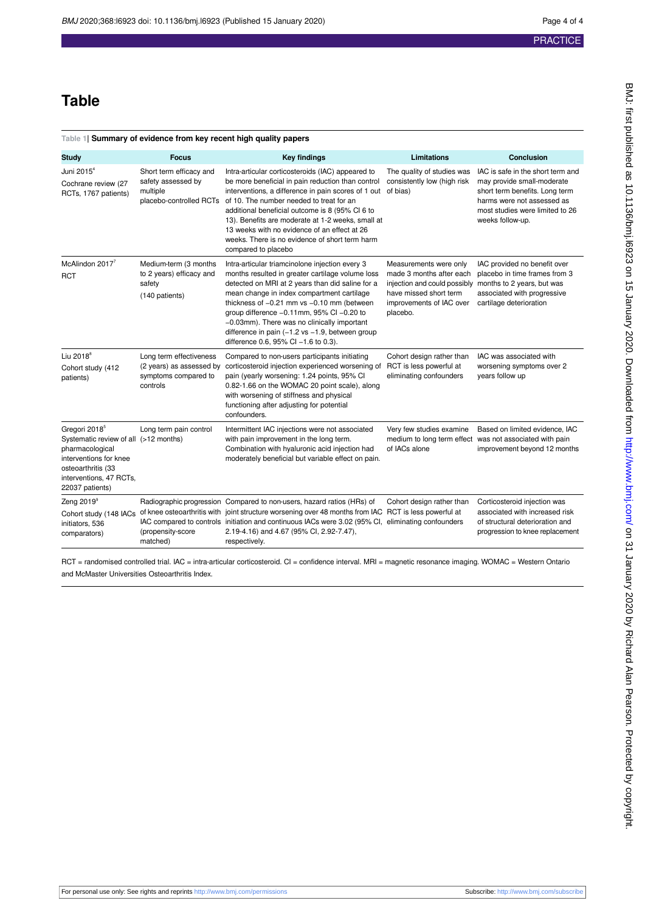# Table

**Table 1| Summary of evidence from key recent high quality papers**

| Study | Focus | Key findings | Limitations | Conclusion |
|---|---|---|---|---|
| Juni 2015[4] Cochrane review (27 RCTs, 1767 patients) | Short term efficacy and safety assessed by multiple placebo-controlled RCTs | Intra-articular corticosteroids (IAC) appeared to be more beneficial in pain reduction than control interventions, a difference in pain scores of 1 out of 10. The number needed to treat for an additional beneficial outcome is 8 (95% CI 6 to 13). Benefits are moderate at 1-2 weeks, small at 13 weeks with no evidence of an effect at 26 weeks. There is no evidence of short term harm compared to placebo | The quality of studies was consistently low (high risk of bias) | IAC is safe in the short term and may provide small-moderate short term benefits. Long term harms were not assessed as most studies were limited to 26 weeks follow-up. |
| McAlindon 2017[7] RCT | Medium-term (3 months to 2 years) efficacy and safety (140 patients) | Intra-articular triamcinolone injection every 3 months resulted in greater cartilage volume loss detected on MRI at 2 years than did saline for a mean change in index compartment cartilage thickness of −0.21 mm vs −0.10 mm (between group difference −0.11mm, 95% CI −0.20 to −0.03mm). There was no clinically important difference in pain (−1.2 vs −1.9, between group difference 0.6, 95% CI −1.6 to 0.3). | Measurements were only made 3 months after each injection and could possibly have missed short term improvements of IAC over placebo. | IAC provided no benefit over placebo in time frames from 3 months to 2 years, but was associated with progressive cartilage deterioration |
| Liu 2018[8] Cohort study (412 patients) | Long term effectiveness (2 years) as assessed by symptoms compared to controls | Compared to non-users participants initiating corticosteroid injection experienced worsening of pain (yearly worsening: 1.24 points, 95% CI 0.82-1.66 on the WOMAC 20 point scale), along with worsening of stiffness and physical functioning after adjusting for potential confounders. | Cohort design rather than RCT is less powerful at eliminating confounders | IAC was associated with worsening symptoms over 2 years follow up |
| Gregori 2018[5] Systematic review of all pharmacological interventions for knee osteoarthritis (33 interventions, 47 RCTs, 22037 patients) | Long term pain control (>12 months) | Intermittent IAC injections were not associated with pain improvement in the long term. Combination with hyaluronic acid injection had moderately beneficial but variable effect on pain. | Very few studies examine medium to long term effect of IACs alone | Based on limited evidence, IAC was not associated with pain improvement beyond 12 months |
| Zeng 2019[9] Cohort study (148 IACs initiators, 536 comparators) | Radiographic progression of knee osteoarthritis with IAC compared to controls (propensity-score matched) | Compared to non-users, hazard ratios (HRs) of joint structure worsening over 48 months from IAC initiation and continuous IACs were 3.02 (95% CI, 2.19-4.16) and 4.67 (95% CI, 2.92-7.47), respectively. | Cohort design rather than RCT is less powerful at eliminating confounders | Corticosteroid injection was associated with increased risk of structural deterioration and progression to knee replacement |

RCT = randomised controlled trial. IAC = intra-articular corticosteroid. CI = confidence interval. MRI = magnetic resonance imaging. WOMAC = Western Ontario and McMaster Universities Osteoarthritis Index.